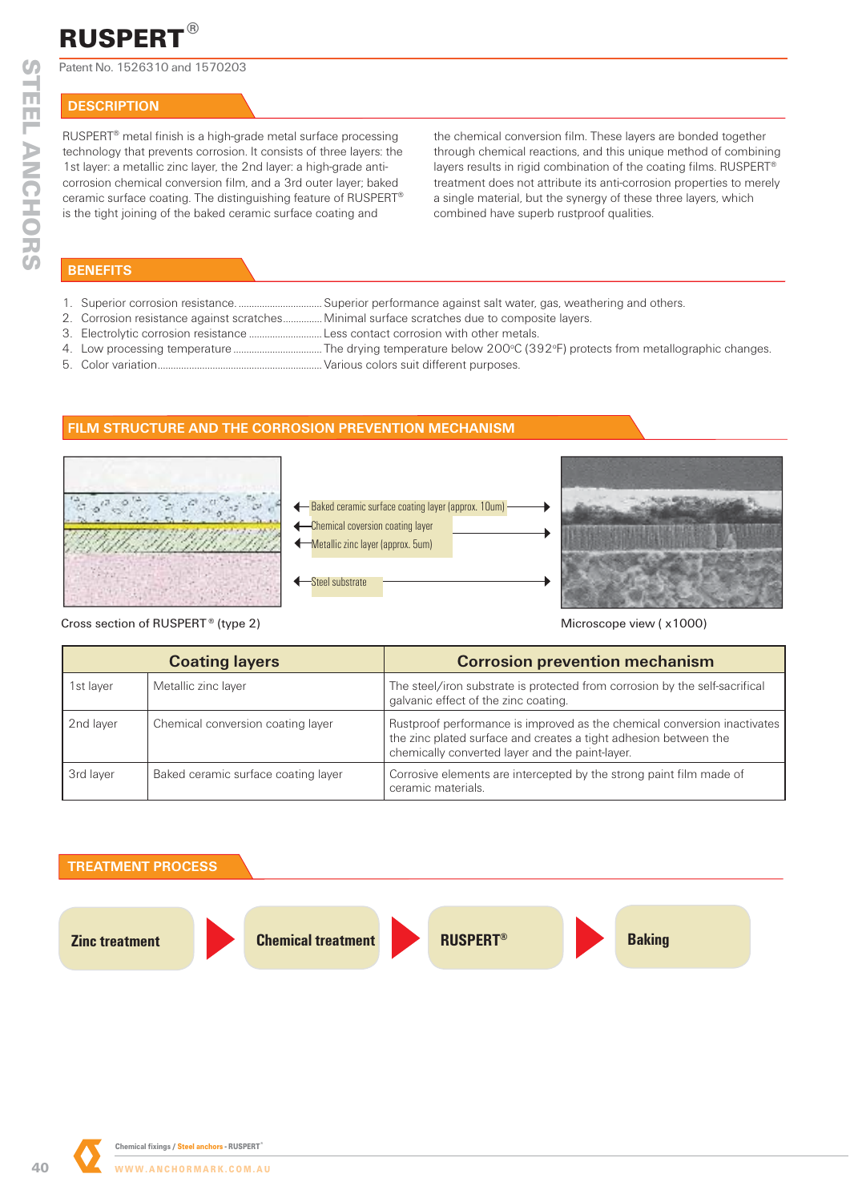# RUSPERT®

Patent No. 1526310 and 1570203

## DESCRIPTION

RUSPERT® metal finish is a high-grade metal surface processing technology that prevents corrosion. It consists of three layers: the 1st layer: a metallic zinc layer, the 2nd layer: a high-grade anti-corrosion chemical conversion film, and a 3rd outer layer; baked ceramic surface coating. The distinguishing feature of RUSPERT® is the tight joining of the baked ceramic surface coating and the chemical conversion film. These layers are bonded together through chemical reactions, and this unique method of combining layers results in rigid combination of the coating films. RUSPERT® treatment does not attribute its anti-corrosion properties to merely a single material, but the synergy of these three layers, which combined have superb rustproof qualities.

## BENEFITS

1. Superior corrosion resistance................................ Superior performance against salt water, gas, weathering and others.
2. Corrosion resistance against scratches.............. Minimal surface scratches due to composite layers.
3. Electrolytic corrosion resistance ........................ Less contact corrosion with other metals.
4. Low processing temperature .............................. The drying temperature below 200°C (392°F) protects from metallographic changes.
5. Color variation.................................................... Various colors suit different purposes.

## FILM STRUCTURE AND THE CORROSION PREVENTION MECHANISM

Baked ceramic surface coating layer (approx. 10um)

Chemical conversion coating layer

Metallic zinc layer (approx. 5um)

Steel substrate

Cross section of RUSPERT® (type 2)

Microscope view ( x1000)

| Coating layers | | Corrosion prevention mechanism |
|---|---|---|
| 1st layer | Metallic zinc layer | The steel/iron substrate is protected from corrosion by the self-sacrifical galvanic effect of the zinc coating. |
| 2nd layer | Chemical conversion coating layer | Rustproof performance is improved as the chemical conversion inactivates the zinc plated surface and creates a tight adhesion between the chemically converted layer and the paint-layer. |
| 3rd layer | Baked ceramic surface coating layer | Corrosive elements are intercepted by the strong paint film made of ceramic materials. |

## TREATMENT PROCESS

**Zinc treatment** → **Chemical treatment** → **RUSPERT®** → **Baking**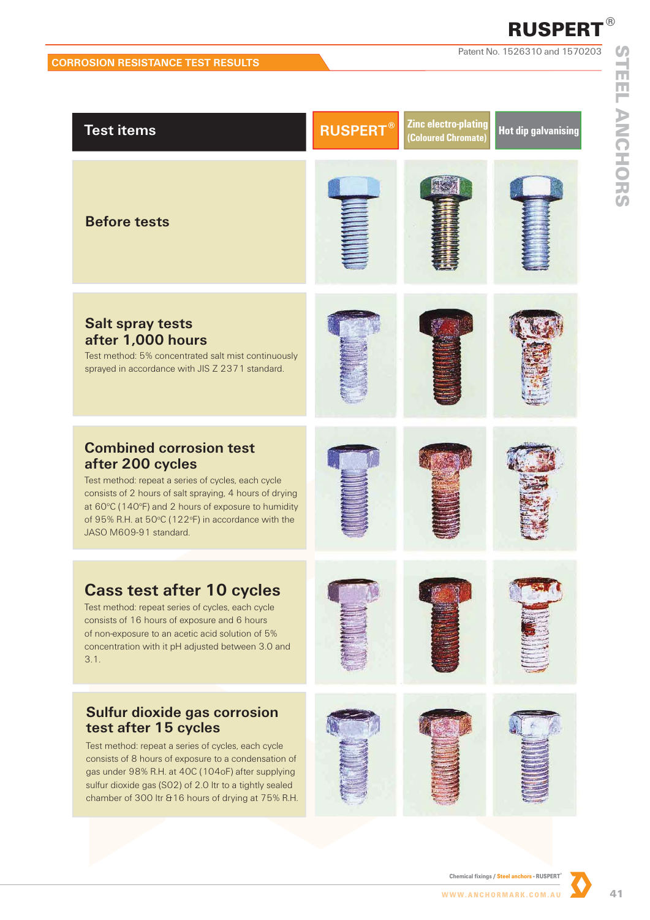## CORROSION RESISTANCE TEST RESULTS

| Test items | RUSPERT® | Zinc electro-plating (Coloured Chromate) | Hot dip galvanising |
|---|---|---|---|
| **Before tests** | | | |
| **Salt spray tests after 1,000 hours**<br>Test method: 5% concentrated salt mist continuously sprayed in accordance with JIS Z 2371 standard. | | | |
| **Combined corrosion test after 200 cycles**<br>Test method: repeat a series of cycles, each cycle consists of 2 hours of salt spraying, 4 hours of drying at 60°C (140°F) and 2 hours of exposure to humidity of 95% R.H. at 50°C (122°F) in accordance with the JASO M609-91 standard. | | | |
| **Cass test after 10 cycles**<br>Test method: repeat series of cycles, each cycle consists of 16 hours of exposure and 6 hours of non-exposure to an acetic acid solution of 5% concentration with it pH adjusted between 3.0 and 3.1. | | | |
| **Sulfur dioxide gas corrosion test after 15 cycles**<br>Test method: repeat a series of cycles, each cycle consists of 8 hours of exposure to a condensation of gas under 98% R.H. at 40C (104oF) after supplying sulfur dioxide gas (SO2) of 2.0 ltr to a tightly sealed chamber of 300 ltr &16 hours of drying at 75% R.H. | | | |